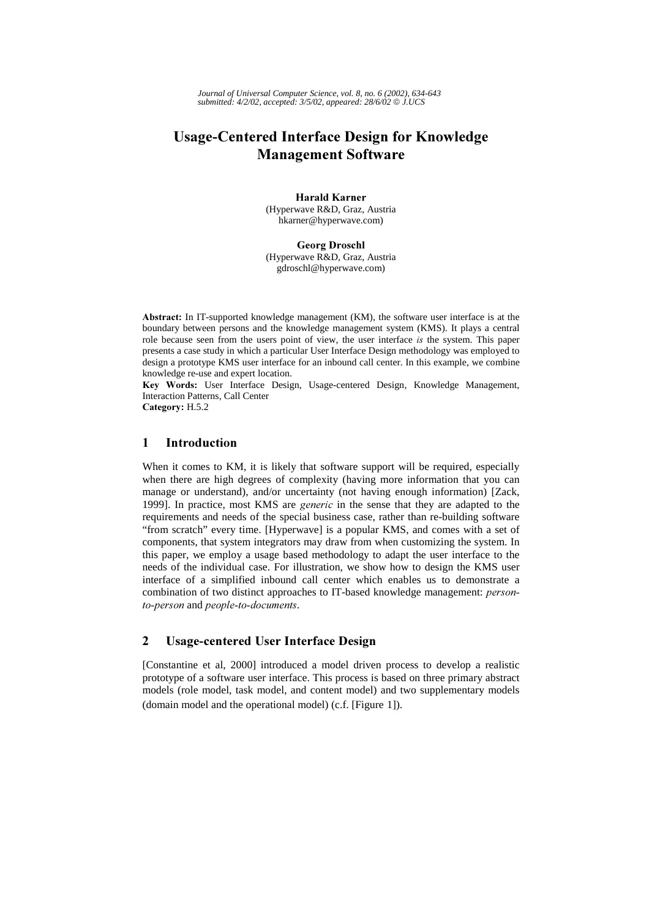# Usage-Centered Interface Design for Knowledge Management Software

**Harald Karner**
(Hyperwave R&D, Graz, Austria
hkarner@hyperwave.com)

**Georg Droschl**
(Hyperwave R&D, Graz, Austria
gdroschl@hyperwave.com)

**Abstract:** In IT-supported knowledge management (KM), the software user interface is at the boundary between persons and the knowledge management system (KMS). It plays a central role because seen from the users point of view, the user interface *is* the system. This paper presents a case study in which a particular User Interface Design methodology was employed to design a prototype KMS user interface for an inbound call center. In this example, we combine knowledge re-use and expert location.

**Key Words:** User Interface Design, Usage-centered Design, Knowledge Management, Interaction Patterns, Call Center

**Category:** H.5.2

## 1 Introduction

When it comes to KM, it is likely that software support will be required, especially when there are high degrees of complexity (having more information that you can manage or understand), and/or uncertainty (not having enough information) [Zack, 1999]. In practice, most KMS are *generic* in the sense that they are adapted to the requirements and needs of the special business case, rather than re-building software "from scratch" every time. [Hyperwave] is a popular KMS, and comes with a set of components, that system integrators may draw from when customizing the system. In this paper, we employ a usage based methodology to adapt the user interface to the needs of the individual case. For illustration, we show how to design the KMS user interface of a simplified inbound call center which enables us to demonstrate a combination of two distinct approaches to IT-based knowledge management: *person-to-person* and *people-to-documents*.

## 2 Usage-centered User Interface Design

[Constantine et al, 2000] introduced a model driven process to develop a realistic prototype of a software user interface. This process is based on three primary abstract models (role model, task model, and content model) and two supplementary models (domain model and the operational model) (c.f. [Figure 1]).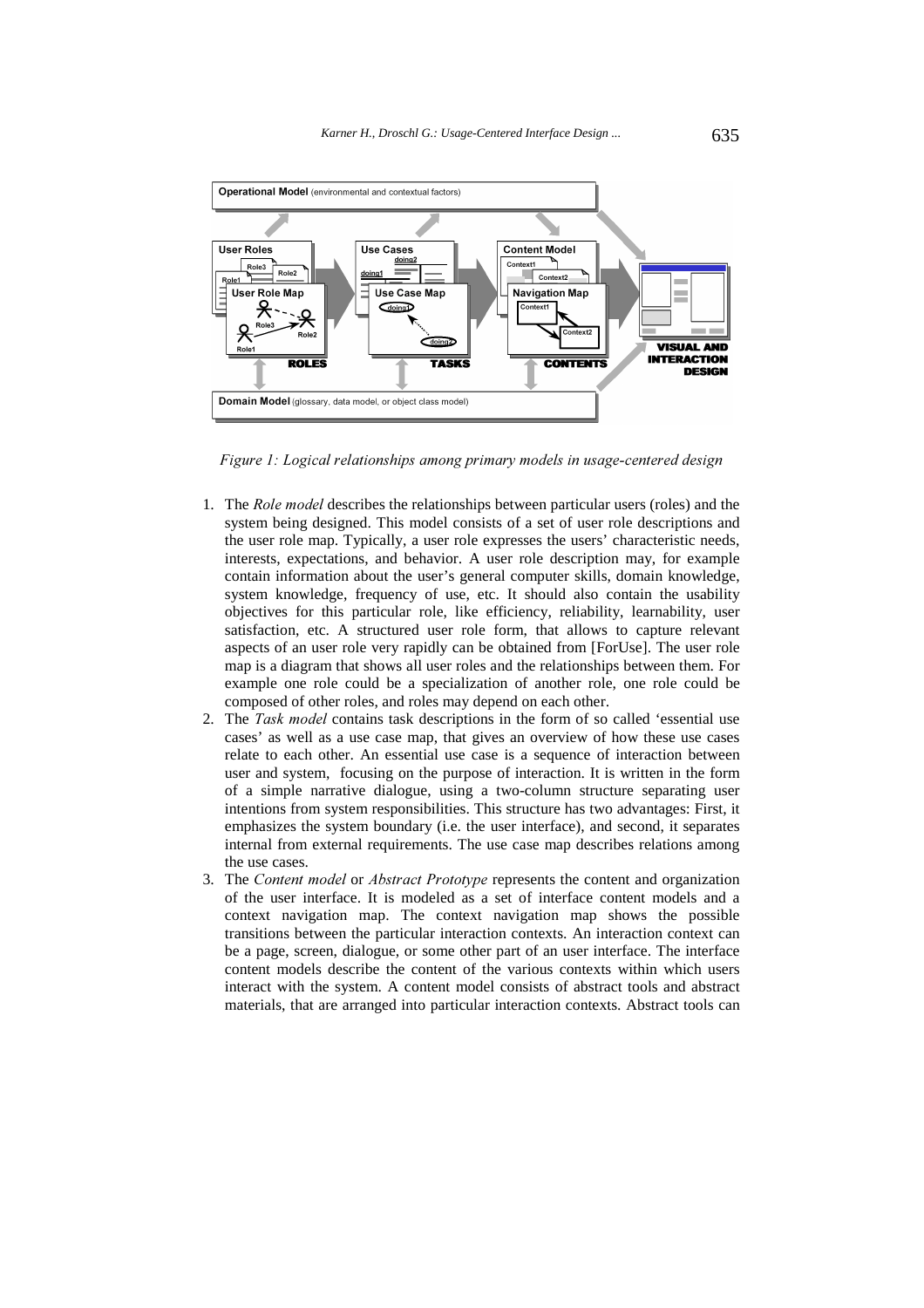*Figure 1: Logical relationships among primary models in usage-centered design*

1. The *Role model* describes the relationships between particular users (roles) and the system being designed. This model consists of a set of user role descriptions and the user role map. Typically, a user role expresses the users' characteristic needs, interests, expectations, and behavior. A user role description may, for example contain information about the user's general computer skills, domain knowledge, system knowledge, frequency of use, etc. It should also contain the usability objectives for this particular role, like efficiency, reliability, learnability, user satisfaction, etc. A structured user role form, that allows to capture relevant aspects of an user role very rapidly can be obtained from [ForUse]. The user role map is a diagram that shows all user roles and the relationships between them. For example one role could be a specialization of another role, one role could be composed of other roles, and roles may depend on each other.
2. The *Task model* contains task descriptions in the form of so called 'essential use cases' as well as a use case map, that gives an overview of how these use cases relate to each other. An essential use case is a sequence of interaction between user and system, focusing on the purpose of interaction. It is written in the form of a simple narrative dialogue, using a two-column structure separating user intentions from system responsibilities. This structure has two advantages: First, it emphasizes the system boundary (i.e. the user interface), and second, it separates internal from external requirements. The use case map describes relations among the use cases.
3. The *Content model* or *Abstract Prototype* represents the content and organization of the user interface. It is modeled as a set of interface content models and a context navigation map. The context navigation map shows the possible transitions between the particular interaction contexts. An interaction context can be a page, screen, dialogue, or some other part of an user interface. The interface content models describe the content of the various contexts within which users interact with the system. A content model consists of abstract tools and abstract materials, that are arranged into particular interaction contexts. Abstract tools can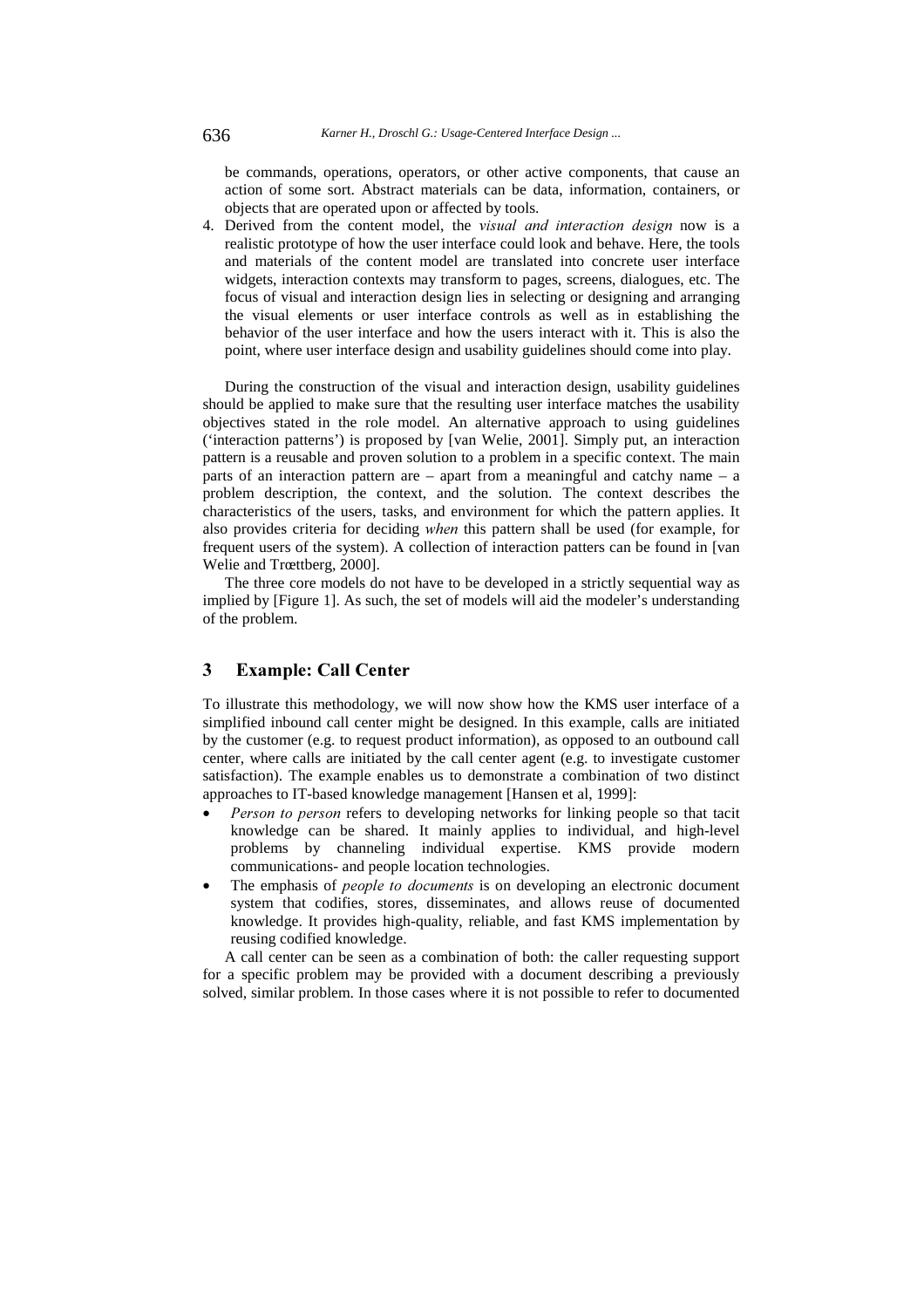be commands, operations, operators, or other active components, that cause an action of some sort. Abstract materials can be data, information, containers, or objects that are operated upon or affected by tools.

4. Derived from the content model, the *visual and interaction design* now is a realistic prototype of how the user interface could look and behave. Here, the tools and materials of the content model are translated into concrete user interface widgets, interaction contexts may transform to pages, screens, dialogues, etc. The focus of visual and interaction design lies in selecting or designing and arranging the visual elements or user interface controls as well as in establishing the behavior of the user interface and how the users interact with it. This is also the point, where user interface design and usability guidelines should come into play.

During the construction of the visual and interaction design, usability guidelines should be applied to make sure that the resulting user interface matches the usability objectives stated in the role model. An alternative approach to using guidelines ('interaction patterns') is proposed by [van Welie, 2001]. Simply put, an interaction pattern is a reusable and proven solution to a problem in a specific context. The main parts of an interaction pattern are – apart from a meaningful and catchy name – a problem description, the context, and the solution. The context describes the characteristics of the users, tasks, and environment for which the pattern applies. It also provides criteria for deciding *when* this pattern shall be used (for example, for frequent users of the system). A collection of interaction patters can be found in [van Welie and Trœttberg, 2000].

The three core models do not have to be developed in a strictly sequential way as implied by [Figure 1]. As such, the set of models will aid the modeler's understanding of the problem.

## 3 Example: Call Center

To illustrate this methodology, we will now show how the KMS user interface of a simplified inbound call center might be designed. In this example, calls are initiated by the customer (e.g. to request product information), as opposed to an outbound call center, where calls are initiated by the call center agent (e.g. to investigate customer satisfaction). The example enables us to demonstrate a combination of two distinct approaches to IT-based knowledge management [Hansen et al, 1999]:

- *Person to person* refers to developing networks for linking people so that tacit knowledge can be shared. It mainly applies to individual, and high-level problems by channeling individual expertise. KMS provide modern communications- and people location technologies.
- The emphasis of *people to documents* is on developing an electronic document system that codifies, stores, disseminates, and allows reuse of documented knowledge. It provides high-quality, reliable, and fast KMS implementation by reusing codified knowledge.

A call center can be seen as a combination of both: the caller requesting support for a specific problem may be provided with a document describing a previously solved, similar problem. In those cases where it is not possible to refer to documented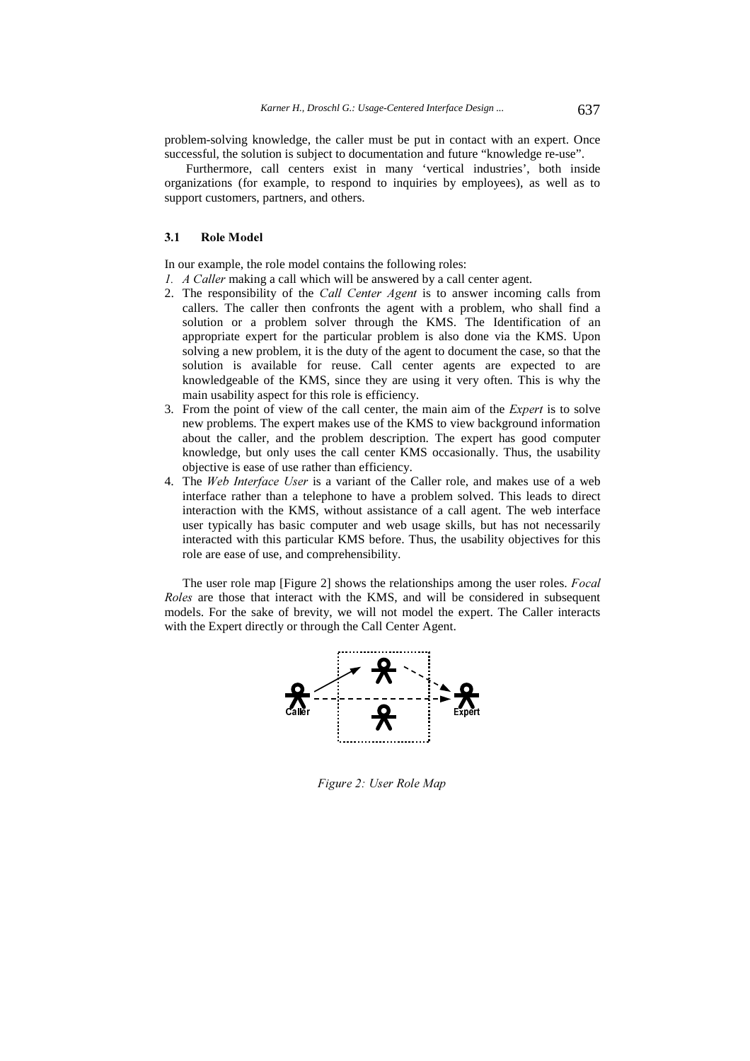problem-solving knowledge, the caller must be put in contact with an expert. Once successful, the solution is subject to documentation and future "knowledge re-use".

Furthermore, call centers exist in many 'vertical industries', both inside organizations (for example, to respond to inquiries by employees), as well as to support customers, partners, and others.

### 3.1 Role Model

In our example, the role model contains the following roles:

1. *A Caller* making a call which will be answered by a call center agent.
2. The responsibility of the *Call Center Agent* is to answer incoming calls from callers. The caller then confronts the agent with a problem, who shall find a solution or a problem solver through the KMS. The Identification of an appropriate expert for the particular problem is also done via the KMS. Upon solving a new problem, it is the duty of the agent to document the case, so that the solution is available for reuse. Call center agents are expected to are knowledgeable of the KMS, since they are using it very often. This is why the main usability aspect for this role is efficiency.
3. From the point of view of the call center, the main aim of the *Expert* is to solve new problems. The expert makes use of the KMS to view background information about the caller, and the problem description. The expert has good computer knowledge, but only uses the call center KMS occasionally. Thus, the usability objective is ease of use rather than efficiency.
4. The *Web Interface User* is a variant of the Caller role, and makes use of a web interface rather than a telephone to have a problem solved. This leads to direct interaction with the KMS, without assistance of a call agent. The web interface user typically has basic computer and web usage skills, but has not necessarily interacted with this particular KMS before. Thus, the usability objectives for this role are ease of use, and comprehensibility.

The user role map [Figure 2] shows the relationships among the user roles. *Focal Roles* are those that interact with the KMS, and will be considered in subsequent models. For the sake of brevity, we will not model the expert. The Caller interacts with the Expert directly or through the Call Center Agent.

*Figure 2: User Role Map*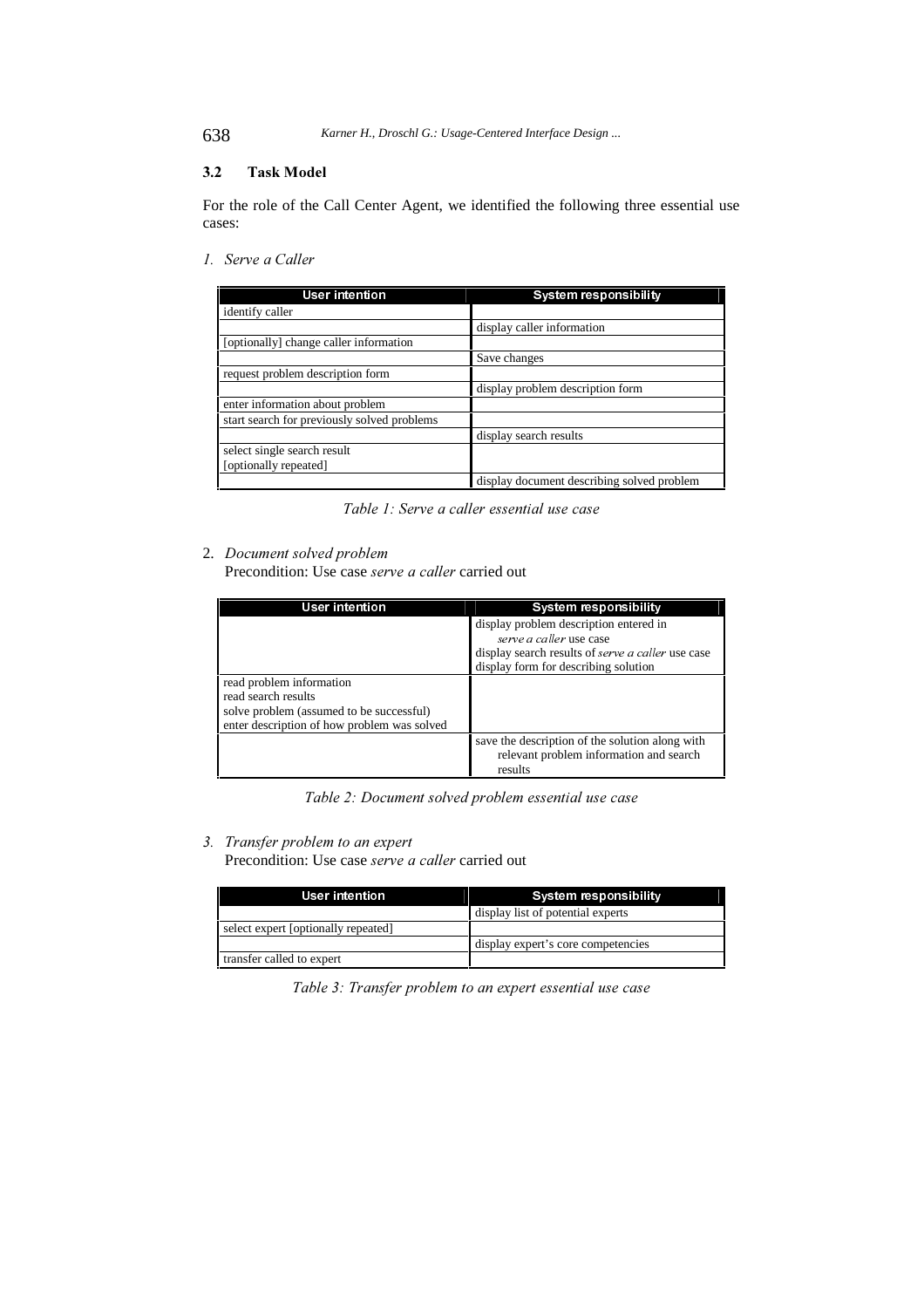### 3.2 Task Model

For the role of the Call Center Agent, we identified the following three essential use cases:

1. *Serve a Caller*

| User intention | System responsibility |
|---|---|
| identify caller | |
| | display caller information |
| [optionally] change caller information | |
| | Save changes |
| request problem description form | |
| | display problem description form |
| enter information about problem | |
| start search for previously solved problems | |
| | display search results |
| select single search result [optionally repeated] | |
| | display document describing solved problem |

*Table 1: Serve a caller essential use case*

2. *Document solved problem*
   Precondition: Use case *serve a caller* carried out

| User intention | System responsibility |
|---|---|
| | display problem description entered in *serve a caller* use case<br>display search results of *serve a caller* use case<br>display form for describing solution |
| read problem information<br>read search results<br>solve problem (assumed to be successful)<br>enter description of how problem was solved | |
| | save the description of the solution along with relevant problem information and search results |

*Table 2: Document solved problem essential use case*

3. *Transfer problem to an expert*
   Precondition: Use case *serve a caller* carried out

| User intention | System responsibility |
|---|---|
| | display list of potential experts |
| select expert [optionally repeated] | |
| | display expert's core competencies |
| transfer called to expert | |

*Table 3: Transfer problem to an expert essential use case*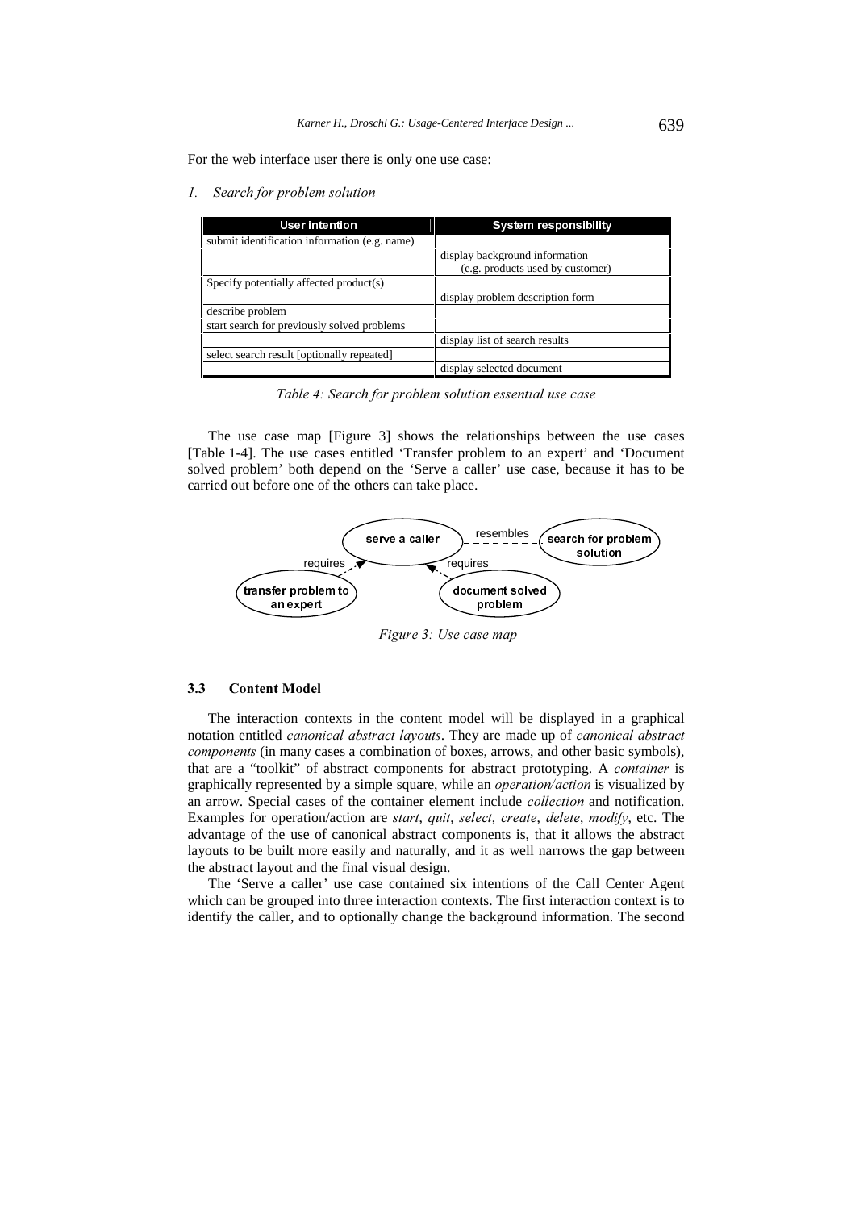For the web interface user there is only one use case:

*1. Search for problem solution*

| User intention | System responsibility |
|---|---|
| submit identification information (e.g. name) | |
| | display background information (e.g. products used by customer) |
| Specify potentially affected product(s) | |
| | display problem description form |
| describe problem | |
| start search for previously solved problems | |
| | display list of search results |
| select search result [optionally repeated] | |
| | display selected document |

*Table 4: Search for problem solution essential use case*

The use case map [Figure 3] shows the relationships between the use cases [Table 1-4]. The use cases entitled 'Transfer problem to an expert' and 'Document solved problem' both depend on the 'Serve a caller' use case, because it has to be carried out before one of the others can take place.

*Figure 3: Use case map*

### 3.3 Content Model

The interaction contexts in the content model will be displayed in a graphical notation entitled *canonical abstract layouts*. They are made up of *canonical abstract components* (in many cases a combination of boxes, arrows, and other basic symbols), that are a "toolkit" of abstract components for abstract prototyping. A *container* is graphically represented by a simple square, while an *operation/action* is visualized by an arrow. Special cases of the container element include *collection* and notification. Examples for operation/action are *start*, *quit*, *select*, *create*, *delete*, *modify*, etc. The advantage of the use of canonical abstract components is, that it allows the abstract layouts to be built more easily and naturally, and it as well narrows the gap between the abstract layout and the final visual design.

The 'Serve a caller' use case contained six intentions of the Call Center Agent which can be grouped into three interaction contexts. The first interaction context is to identify the caller, and to optionally change the background information. The second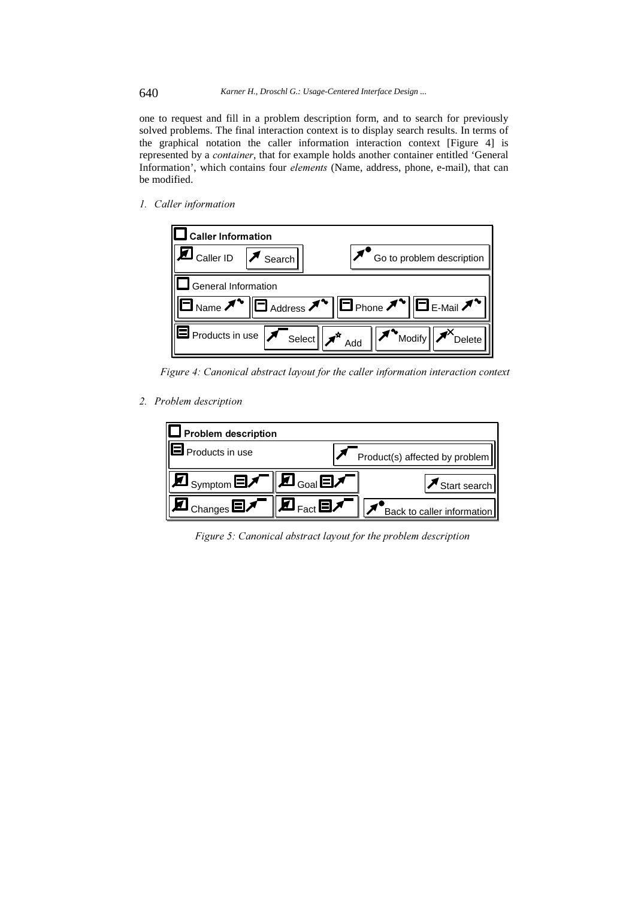one to request and fill in a problem description form, and to search for previously solved problems. The final interaction context is to display search results. In terms of the graphical notation the caller information interaction context [Figure 4] is represented by a *container*, that for example holds another container entitled 'General Information', which contains four *elements* (Name, address, phone, e-mail), that can be modified.

*1. Caller information*

Caller Information

Caller ID | Search | Go to problem description

General Information

Name | Address | Phone | E-Mail

Products in use | Select | Add | Modify | Delete

*Figure 4: Canonical abstract layout for the caller information interaction context*

*2. Problem description*

Problem description

Products in use | Product(s) affected by problem

Symptom | Goal | Start search

Changes | Fact | Back to caller information

*Figure 5: Canonical abstract layout for the problem description*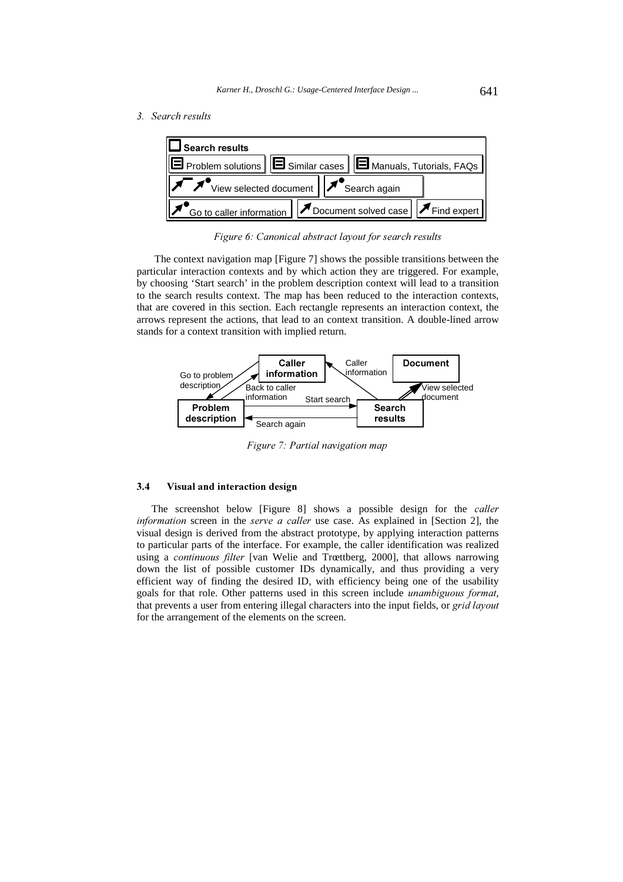*3. Search results*

| Search results | | |
|---|---|---|
| Problem solutions | Similar cases | Manuals, Tutorials, FAQs |
| View selected document | Search again | |
| Go to caller information | Document solved case | Find expert |

*Figure 6: Canonical abstract layout for search results*

The context navigation map [Figure 7] shows the possible transitions between the particular interaction contexts and by which action they are triggered. For example, by choosing 'Start search' in the problem description context will lead to a transition to the search results context. The map has been reduced to the interaction contexts, that are covered in this section. Each rectangle represents an interaction context, the arrows represent the actions, that lead to an context transition. A double-lined arrow stands for a context transition with implied return.

*Figure 7: Partial navigation map*

### 3.4 Visual and interaction design

The screenshot below [Figure 8] shows a possible design for the *caller information* screen in the *serve a caller* use case. As explained in [Section 2], the visual design is derived from the abstract prototype, by applying interaction patterns to particular parts of the interface. For example, the caller identification was realized using a *continuous filter* [van Welie and Trœttberg, 2000], that allows narrowing down the list of possible customer IDs dynamically, and thus providing a very efficient way of finding the desired ID, with efficiency being one of the usability goals for that role. Other patterns used in this screen include *unambiguous format*, that prevents a user from entering illegal characters into the input fields, or *grid layout* for the arrangement of the elements on the screen.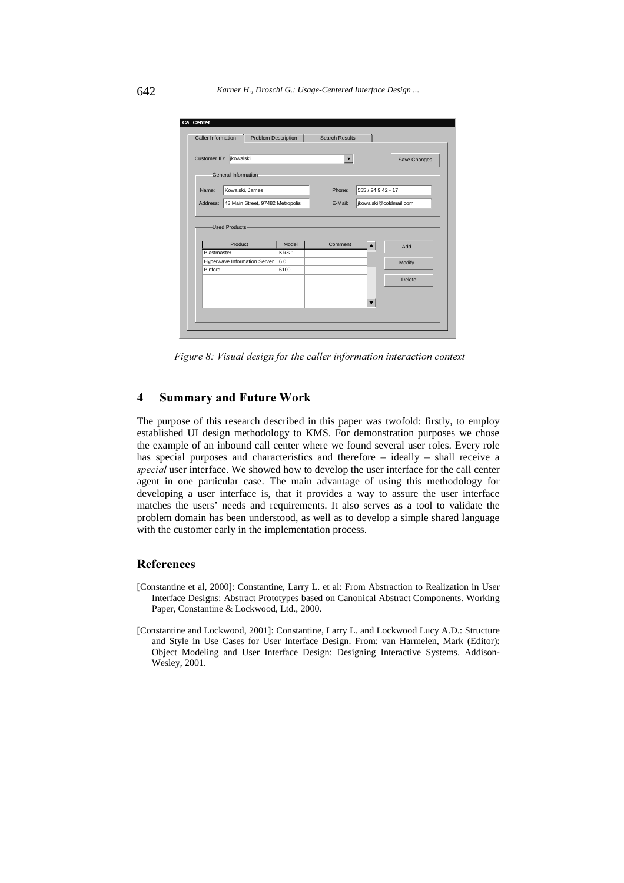*Figure 8: Visual design for the caller information interaction context*

## 4 Summary and Future Work

The purpose of this research described in this paper was twofold: firstly, to employ established UI design methodology to KMS. For demonstration purposes we chose the example of an inbound call center where we found several user roles. Every role has special purposes and characteristics and therefore – ideally – shall receive a *special* user interface. We showed how to develop the user interface for the call center agent in one particular case. The main advantage of using this methodology for developing a user interface is, that it provides a way to assure the user interface matches the users' needs and requirements. It also serves as a tool to validate the problem domain has been understood, as well as to develop a simple shared language with the customer early in the implementation process.

## References

[Constantine et al, 2000]: Constantine, Larry L. et al: From Abstraction to Realization in User Interface Designs: Abstract Prototypes based on Canonical Abstract Components. Working Paper, Constantine & Lockwood, Ltd., 2000.

[Constantine and Lockwood, 2001]: Constantine, Larry L. and Lockwood Lucy A.D.: Structure and Style in Use Cases for User Interface Design. From: van Harmelen, Mark (Editor): Object Modeling and User Interface Design: Designing Interactive Systems. Addison-Wesley, 2001.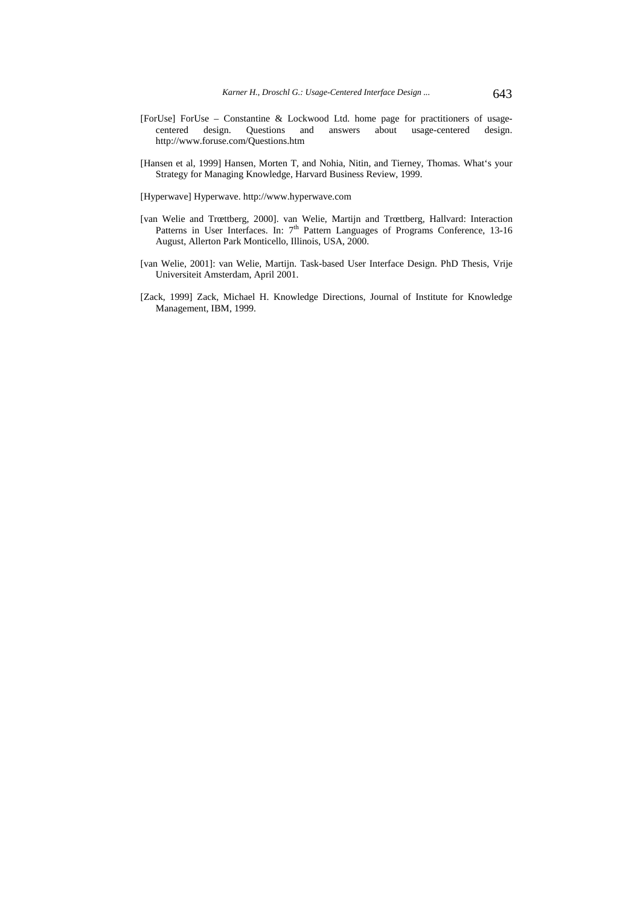[ForUse] ForUse – Constantine & Lockwood Ltd. home page for practitioners of usage-centered design. Questions and answers about usage-centered design. http://www.foruse.com/Questions.htm

[Hansen et al, 1999] Hansen, Morten T, and Nohia, Nitin, and Tierney, Thomas. What's your Strategy for Managing Knowledge, Harvard Business Review, 1999.

[Hyperwave] Hyperwave. http://www.hyperwave.com

[van Welie and Trœttberg, 2000]. van Welie, Martijn and Trœttberg, Hallvard: Interaction Patterns in User Interfaces. In: 7th Pattern Languages of Programs Conference, 13-16 August, Allerton Park Monticello, Illinois, USA, 2000.

[van Welie, 2001]: van Welie, Martijn. Task-based User Interface Design. PhD Thesis, Vrije Universiteit Amsterdam, April 2001.

[Zack, 1999] Zack, Michael H. Knowledge Directions, Journal of Institute for Knowledge Management, IBM, 1999.